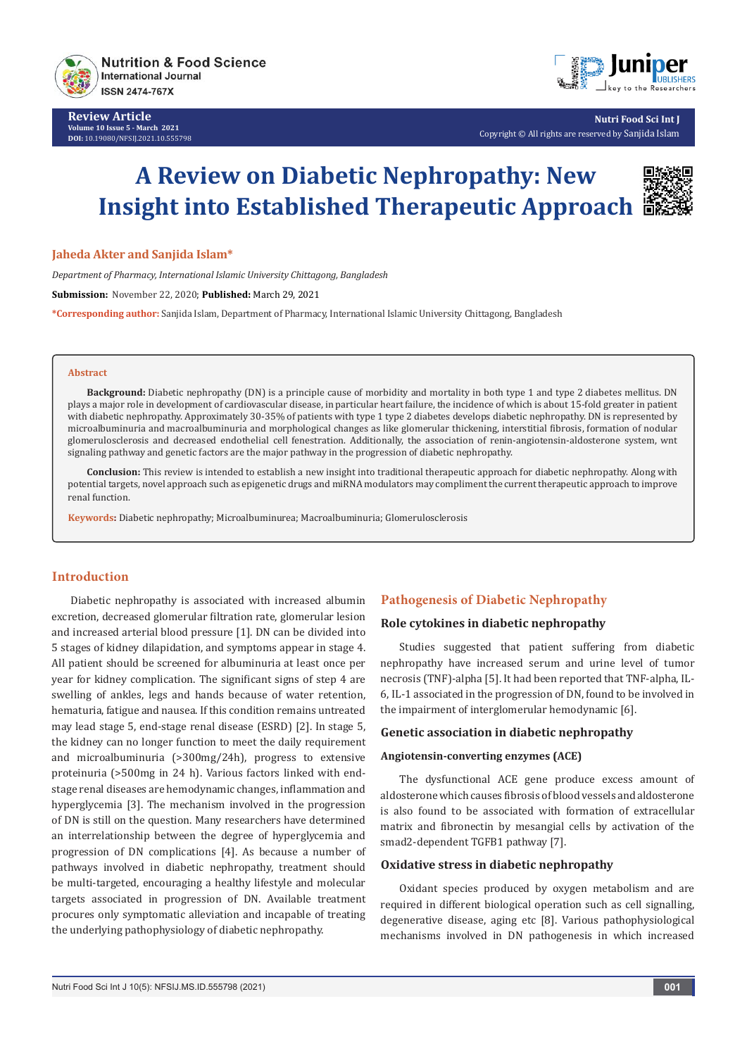Review Article
Volume 10 Issue 5 - March 2021
DOI: 10.19080/NFSIJ.2021.10.555798

Copyright © All rights are reserved by Sanjida Islam

# A Review on Diabetic Nephropathy: New Insight into Established Therapeutic Approach

**Jaheda Akter and Sanjida Islam***

*Department of Pharmacy, International Islamic University Chittagong, Bangladesh*

**Submission:** November 22, 2020; **Published:** March 29, 2021

***Corresponding author:** Sanjida Islam, Department of Pharmacy, International Islamic University Chittagong, Bangladesh

**Abstract**

**Background:** Diabetic nephropathy (DN) is a principle cause of morbidity and mortality in both type 1 and type 2 diabetes mellitus. DN plays a major role in development of cardiovascular disease, in particular heart failure, the incidence of which is about 15-fold greater in patient with diabetic nephropathy. Approximately 30-35% of patients with type 1 type 2 diabetes develops diabetic nephropathy. DN is represented by microalbuminuria and macroalbuminuria and morphological changes as like glomerular thickening, interstitial fibrosis, formation of nodular glomerulosclerosis and decreased endothelial cell fenestration. Additionally, the association of renin-angiotensin-aldosterone system, wnt signaling pathway and genetic factors are the major pathway in the progression of diabetic nephropathy.

**Conclusion:** This review is intended to establish a new insight into traditional therapeutic approach for diabetic nephropathy. Along with potential targets, novel approach such as epigenetic drugs and miRNA modulators may compliment the current therapeutic approach to improve renal function.

**Keywords:** Diabetic nephropathy; Microalbuminurea; Macroalbuminuria; Glomerulosclerosis

## Introduction

Diabetic nephropathy is associated with increased albumin excretion, decreased glomerular filtration rate, glomerular lesion and increased arterial blood pressure [1]. DN can be divided into 5 stages of kidney dilapidation, and symptoms appear in stage 4. All patient should be screened for albuminuria at least once per year for kidney complication. The significant signs of step 4 are swelling of ankles, legs and hands because of water retention, hematuria, fatigue and nausea. If this condition remains untreated may lead stage 5, end-stage renal disease (ESRD) [2]. In stage 5, the kidney can no longer function to meet the daily requirement and microalbuminuria (>300mg/24h), progress to extensive proteinuria (>500mg in 24 h). Various factors linked with end-stage renal diseases are hemodynamic changes, inflammation and hyperglycemia [3]. The mechanism involved in the progression of DN is still on the question. Many researchers have determined an interrelationship between the degree of hyperglycemia and progression of DN complications [4]. As because a number of pathways involved in diabetic nephropathy, treatment should be multi-targeted, encouraging a healthy lifestyle and molecular targets associated in progression of DN. Available treatment procures only symptomatic alleviation and incapable of treating the underlying pathophysiology of diabetic nephropathy.

## Pathogenesis of Diabetic Nephropathy

### Role cytokines in diabetic nephropathy

Studies suggested that patient suffering from diabetic nephropathy have increased serum and urine level of tumor necrosis (TNF)-alpha [5]. It had been reported that TNF-alpha, IL-6, IL-1 associated in the progression of DN, found to be involved in the impairment of interglomerular hemodynamic [6].

### Genetic association in diabetic nephropathy

#### Angiotensin-converting enzymes (ACE)

The dysfunctional ACE gene produce excess amount of aldosterone which causes fibrosis of blood vessels and aldosterone is also found to be associated with formation of extracellular matrix and fibronectin by mesangial cells by activation of the smad2-dependent TGFB1 pathway [7].

### Oxidative stress in diabetic nephropathy

Oxidant species produced by oxygen metabolism and are required in different biological operation such as cell signalling, degenerative disease, aging etc [8]. Various pathophysiological mechanisms involved in DN pathogenesis in which increased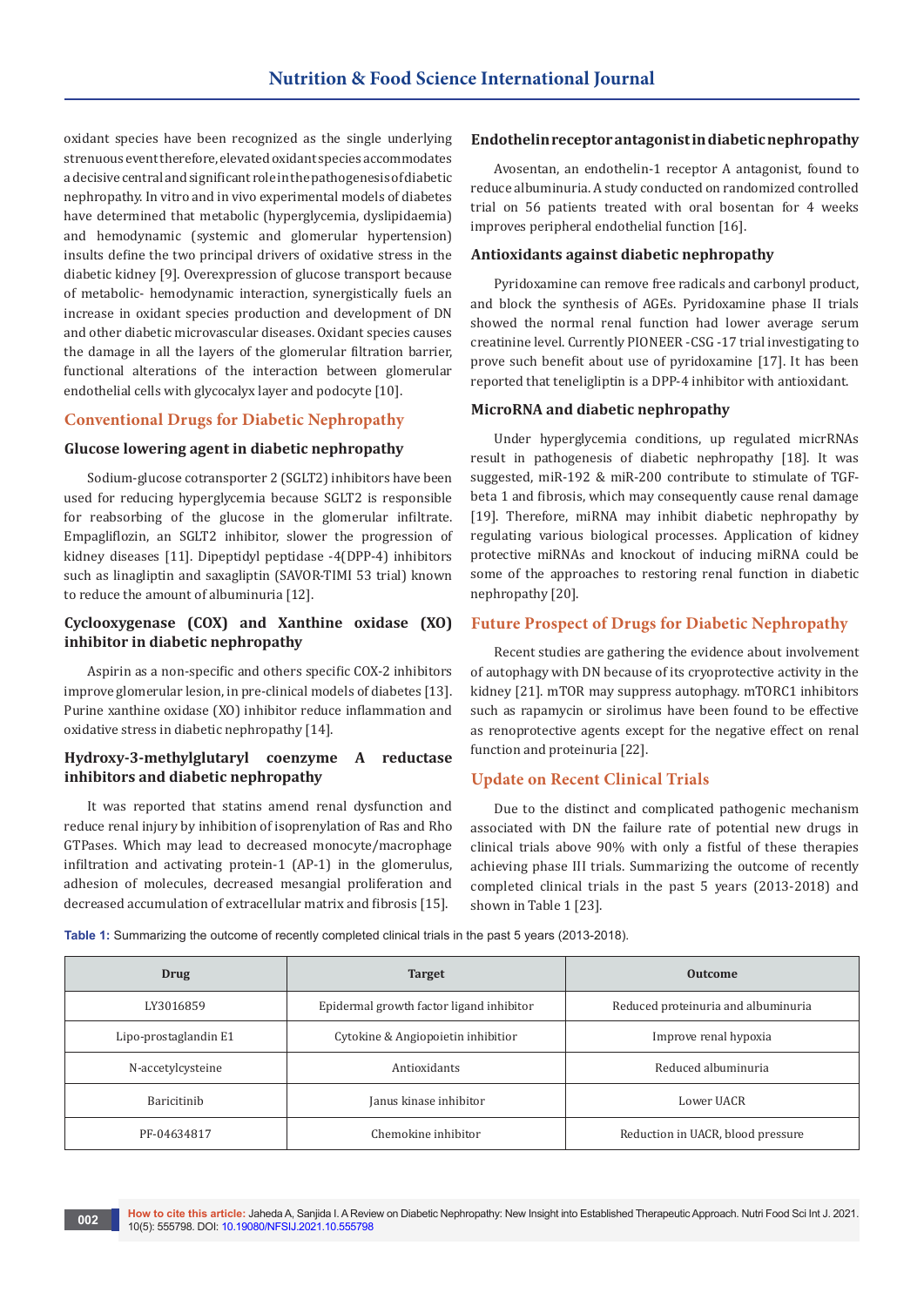oxidant species have been recognized as the single underlying strenuous event therefore, elevated oxidant species accommodates a decisive central and significant role in the pathogenesis of diabetic nephropathy. In vitro and in vivo experimental models of diabetes have determined that metabolic (hyperglycemia, dyslipidaemia) and hemodynamic (systemic and glomerular hypertension) insults define the two principal drivers of oxidative stress in the diabetic kidney [9]. Overexpression of glucose transport because of metabolic- hemodynamic interaction, synergistically fuels an increase in oxidant species production and development of DN and other diabetic microvascular diseases. Oxidant species causes the damage in all the layers of the glomerular filtration barrier, functional alterations of the interaction between glomerular endothelial cells with glycocalyx layer and podocyte [10].

## Conventional Drugs for Diabetic Nephropathy

### Glucose lowering agent in diabetic nephropathy

Sodium-glucose cotransporter 2 (SGLT2) inhibitors have been used for reducing hyperglycemia because SGLT2 is responsible for reabsorbing of the glucose in the glomerular infiltrate. Empagliflozin, an SGLT2 inhibitor, slower the progression of kidney diseases [11]. Dipeptidyl peptidase -4(DPP-4) inhibitors such as linagliptin and saxagliptin (SAVOR-TIMI 53 trial) known to reduce the amount of albuminuria [12].

### Cyclooxygenase (COX) and Xanthine oxidase (XO) inhibitor in diabetic nephropathy

Aspirin as a non-specific and others specific COX-2 inhibitors improve glomerular lesion, in pre-clinical models of diabetes [13]. Purine xanthine oxidase (XO) inhibitor reduce inflammation and oxidative stress in diabetic nephropathy [14].

### Hydroxy-3-methylglutaryl coenzyme A reductase inhibitors and diabetic nephropathy

It was reported that statins amend renal dysfunction and reduce renal injury by inhibition of isoprenylation of Ras and Rho GTPases. Which may lead to decreased monocyte/macrophage infiltration and activating protein-1 (AP-1) in the glomerulus, adhesion of molecules, decreased mesangial proliferation and decreased accumulation of extracellular matrix and fibrosis [15].

### Endothelin receptor antagonist in diabetic nephropathy

Avosentan, an endothelin-1 receptor A antagonist, found to reduce albuminuria. A study conducted on randomized controlled trial on 56 patients treated with oral bosentan for 4 weeks improves peripheral endothelial function [16].

### Antioxidants against diabetic nephropathy

Pyridoxamine can remove free radicals and carbonyl product, and block the synthesis of AGEs. Pyridoxamine phase II trials showed the normal renal function had lower average serum creatinine level. Currently PIONEER -CSG -17 trial investigating to prove such benefit about use of pyridoxamine [17]. It has been reported that teneligliptin is a DPP-4 inhibitor with antioxidant.

### MicroRNA and diabetic nephropathy

Under hyperglycemia conditions, up regulated micrRNAs result in pathogenesis of diabetic nephropathy [18]. It was suggested, miR-192 & miR-200 contribute to stimulate of TGF-beta 1 and fibrosis, which may consequently cause renal damage [19]. Therefore, miRNA may inhibit diabetic nephropathy by regulating various biological processes. Application of kidney protective miRNAs and knockout of inducing miRNA could be some of the approaches to restoring renal function in diabetic nephropathy [20].

## Future Prospect of Drugs for Diabetic Nephropathy

Recent studies are gathering the evidence about involvement of autophagy with DN because of its cryoprotective activity in the kidney [21]. mTOR may suppress autophagy. mTORC1 inhibitors such as rapamycin or sirolimus have been found to be effective as renoprotective agents except for the negative effect on renal function and proteinuria [22].

## Update on Recent Clinical Trials

Due to the distinct and complicated pathogenic mechanism associated with DN the failure rate of potential new drugs in clinical trials above 90% with only a fistful of these therapies achieving phase III trials. Summarizing the outcome of recently completed clinical trials in the past 5 years (2013-2018) and shown in Table 1 [23].

**Table 1:** Summarizing the outcome of recently completed clinical trials in the past 5 years (2013-2018).

| Drug | Target | Outcome |
|---|---|---|
| LY3016859 | Epidermal growth factor ligand inhibitor | Reduced proteinuria and albuminuria |
| Lipo-prostaglandin E1 | Cytokine & Angiopoietin inhibitior | Improve renal hypoxia |
| N-accetylcysteine | Antioxidants | Reduced albuminuria |
| Baricitinib | Janus kinase inhibitor | Lower UACR |
| PF-04634817 | Chemokine inhibitor | Reduction in UACR, blood pressure |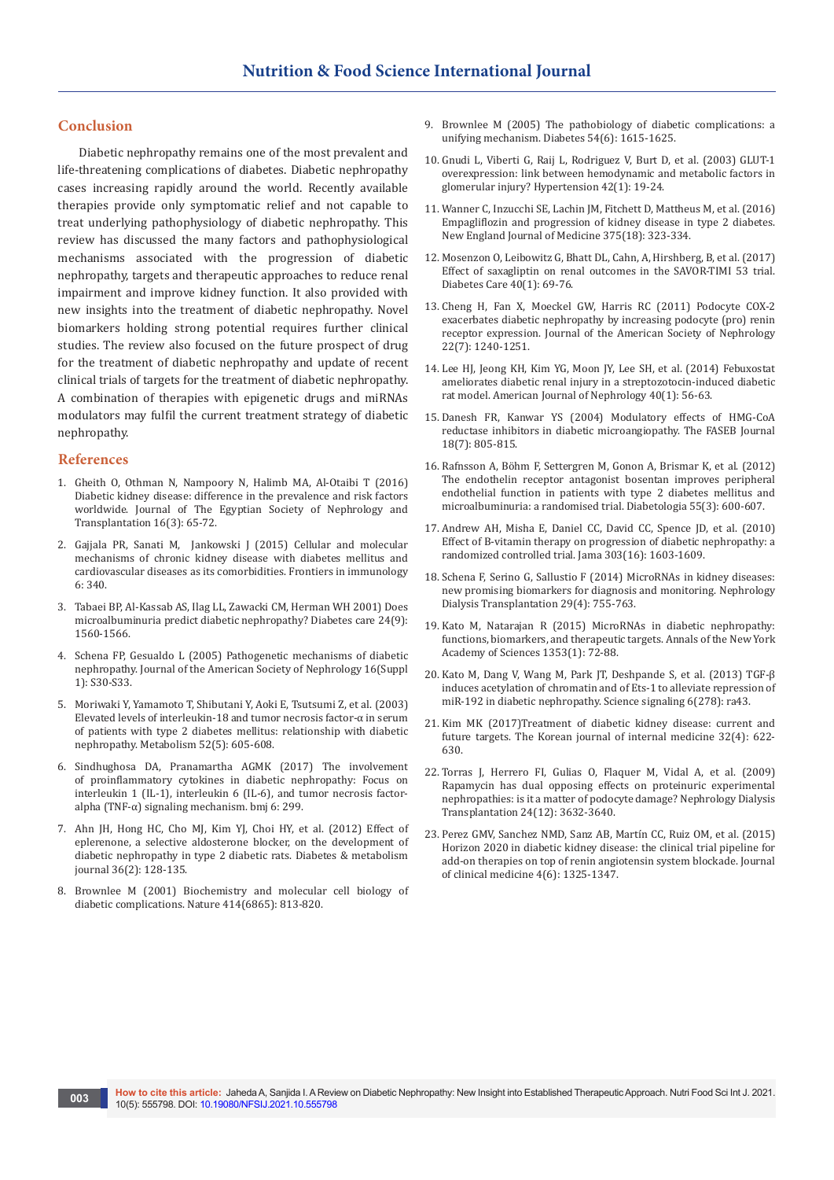## Conclusion

Diabetic nephropathy remains one of the most prevalent and life-threatening complications of diabetes. Diabetic nephropathy cases increasing rapidly around the world. Recently available therapies provide only symptomatic relief and not capable to treat underlying pathophysiology of diabetic nephropathy. This review has discussed the many factors and pathophysiological mechanisms associated with the progression of diabetic nephropathy, targets and therapeutic approaches to reduce renal impairment and improve kidney function. It also provided with new insights into the treatment of diabetic nephropathy. Novel biomarkers holding strong potential requires further clinical studies. The review also focused on the future prospect of drug for the treatment of diabetic nephropathy and update of recent clinical trials of targets for the treatment of diabetic nephropathy. A combination of therapies with epigenetic drugs and miRNAs modulators may fulfil the current treatment strategy of diabetic nephropathy.

## References

1. Gheith O, Othman N, Nampoory N, Halimb MA, Al-Otaibi T (2016) Diabetic kidney disease: difference in the prevalence and risk factors worldwide. Journal of The Egyptian Society of Nephrology and Transplantation 16(3): 65-72.
2. Gajjala PR, Sanati M, Jankowski J (2015) Cellular and molecular mechanisms of chronic kidney disease with diabetes mellitus and cardiovascular diseases as its comorbidities. Frontiers in immunology 6: 340.
3. Tabaei BP, Al-Kassab AS, Ilag LL, Zawacki CM, Herman WH 2001) Does microalbuminuria predict diabetic nephropathy? Diabetes care 24(9): 1560-1566.
4. Schena FP, Gesualdo L (2005) Pathogenetic mechanisms of diabetic nephropathy. Journal of the American Society of Nephrology 16(Suppl 1): S30-S33.
5. Moriwaki Y, Yamamoto T, Shibutani Y, Aoki E, Tsutsumi Z, et al. (2003) Elevated levels of interleukin-18 and tumor necrosis factor-α in serum of patients with type 2 diabetes mellitus: relationship with diabetic nephropathy. Metabolism 52(5): 605-608.
6. Sindhughosa DA, Pranamartha AGMK (2017) The involvement of proinflammatory cytokines in diabetic nephropathy: Focus on interleukin 1 (IL-1), interleukin 6 (IL-6), and tumor necrosis factor-alpha (TNF-α) signaling mechanism. bmj 6: 299.
7. Ahn JH, Hong HC, Cho MJ, Kim YJ, Choi HY, et al. (2012) Effect of eplerenone, a selective aldosterone blocker, on the development of diabetic nephropathy in type 2 diabetic rats. Diabetes & metabolism journal 36(2): 128-135.
8. Brownlee M (2001) Biochemistry and molecular cell biology of diabetic complications. Nature 414(6865): 813-820.
9. Brownlee M (2005) The pathobiology of diabetic complications: a unifying mechanism. Diabetes 54(6): 1615-1625.
10. Gnudi L, Viberti G, Raij L, Rodriguez V, Burt D, et al. (2003) GLUT-1 overexpression: link between hemodynamic and metabolic factors in glomerular injury? Hypertension 42(1): 19-24.
11. Wanner C, Inzucchi SE, Lachin JM, Fitchett D, Mattheus M, et al. (2016) Empagliflozin and progression of kidney disease in type 2 diabetes. New England Journal of Medicine 375(18): 323-334.
12. Mosenzon O, Leibowitz G, Bhatt DL, Cahn, A, Hirshberg, B, et al. (2017) Effect of saxagliptin on renal outcomes in the SAVOR-TIMI 53 trial. Diabetes Care 40(1): 69-76.
13. Cheng H, Fan X, Moeckel GW, Harris RC (2011) Podocyte COX-2 exacerbates diabetic nephropathy by increasing podocyte (pro) renin receptor expression. Journal of the American Society of Nephrology 22(7): 1240-1251.
14. Lee HJ, Jeong KH, Kim YG, Moon JY, Lee SH, et al. (2014) Febuxostat ameliorates diabetic renal injury in a streptozotocin-induced diabetic rat model. American Journal of Nephrology 40(1): 56-63.
15. Danesh FR, Kanwar YS (2004) Modulatory effects of HMG-CoA reductase inhibitors in diabetic microangiopathy. The FASEB Journal 18(7): 805-815.
16. Rafnsson A, Böhm F, Settergren M, Gonon A, Brismar K, et al. (2012) The endothelin receptor antagonist bosentan improves peripheral endothelial function in patients with type 2 diabetes mellitus and microalbuminuria: a randomised trial. Diabetologia 55(3): 600-607.
17. Andrew AH, Misha E, Daniel CC, David CC, Spence JD, et al. (2010) Effect of B-vitamin therapy on progression of diabetic nephropathy: a randomized controlled trial. Jama 303(16): 1603-1609.
18. Schena F, Serino G, Sallustio F (2014) MicroRNAs in kidney diseases: new promising biomarkers for diagnosis and monitoring. Nephrology Dialysis Transplantation 29(4): 755-763.
19. Kato M, Natarajan R (2015) MicroRNAs in diabetic nephropathy: functions, biomarkers, and therapeutic targets. Annals of the New York Academy of Sciences 1353(1): 72-88.
20. Kato M, Dang V, Wang M, Park JT, Deshpande S, et al. (2013) TGF-β induces acetylation of chromatin and of Ets-1 to alleviate repression of miR-192 in diabetic nephropathy. Science signaling 6(278): ra43.
21. Kim MK (2017)Treatment of diabetic kidney disease: current and future targets. The Korean journal of internal medicine 32(4): 622-630.
22. Torras J, Herrero FI, Gulias O, Flaquer M, Vidal A, et al. (2009) Rapamycin has dual opposing effects on proteinuric experimental nephropathies: is it a matter of podocyte damage? Nephrology Dialysis Transplantation 24(12): 3632-3640.
23. Perez GMV, Sanchez NMD, Sanz AB, Martín CC, Ruiz OM, et al. (2015) Horizon 2020 in diabetic kidney disease: the clinical trial pipeline for add-on therapies on top of renin angiotensin system blockade. Journal of clinical medicine 4(6): 1325-1347.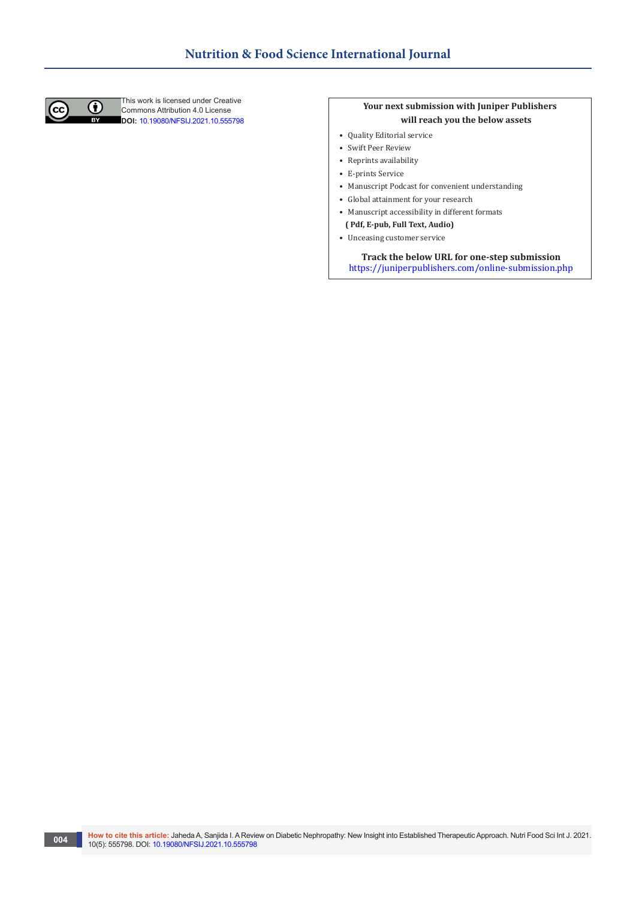This work is licensed under Creative Commons Attribution 4.0 License
**DOI:** 10.19080/NFSIJ.2021.10.555798

**Your next submission with Juniper Publishers will reach you the below assets**

- Quality Editorial service
- Swift Peer Review
- Reprints availability
- E-prints Service
- Manuscript Podcast for convenient understanding
- Global attainment for your research
- Manuscript accessibility in different formats **( Pdf, E-pub, Full Text, Audio)**
- Unceasing customer service

**Track the below URL for one-step submission**
https://juniperpublishers.com/online-submission.php

**How to cite this article:** Jaheda A, Sanjida I. A Review on Diabetic Nephropathy: New Insight into Established Therapeutic Approach. Nutri Food Sci Int J. 2021. 10(5): 555798. DOI: 10.19080/NFSIJ.2021.10.555798